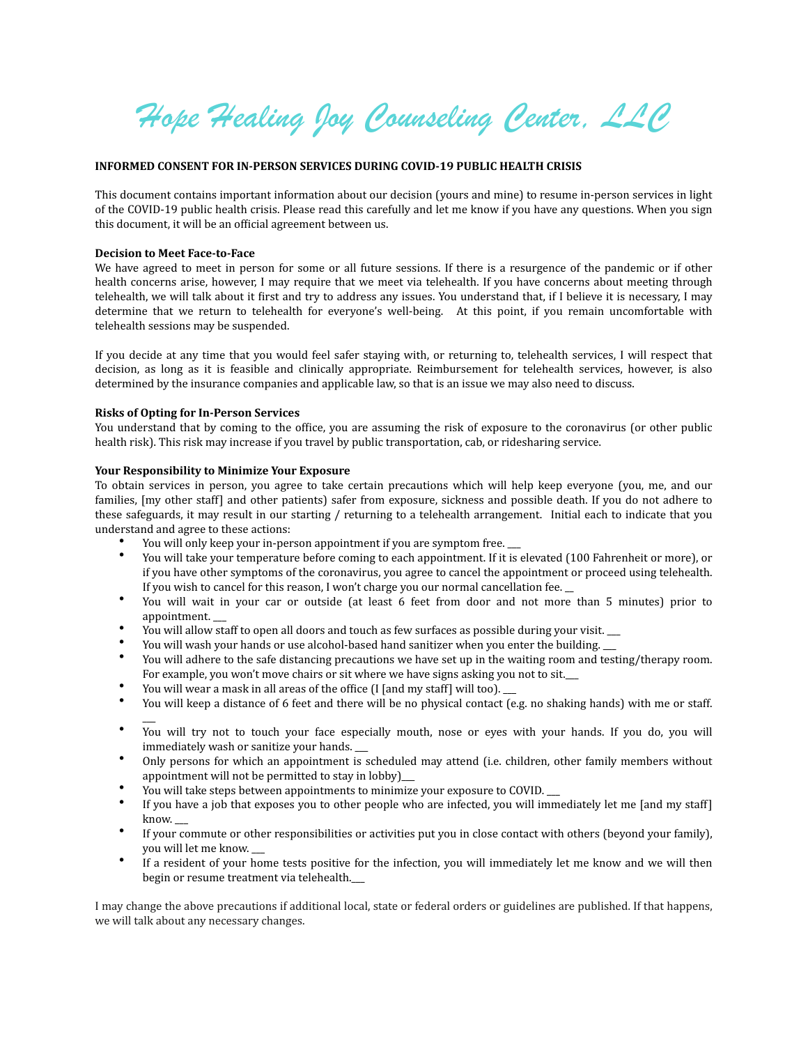# Hope Healing Joy Counseling Center, LLC

**INFORMED CONSENT FOR IN-PERSON SERVICES DURING COVID-19 PUBLIC HEALTH CRISIS**

This document contains important information about our decision (yours and mine) to resume in-person services in light of the COVID-19 public health crisis. Please read this carefully and let me know if you have any questions. When you sign this document, it will be an official agreement between us.

**Decision to Meet Face-to-Face**

We have agreed to meet in person for some or all future sessions. If there is a resurgence of the pandemic or if other health concerns arise, however, I may require that we meet via telehealth. If you have concerns about meeting through telehealth, we will talk about it first and try to address any issues. You understand that, if I believe it is necessary, I may determine that we return to telehealth for everyone's well-being. At this point, if you remain uncomfortable with telehealth sessions may be suspended.

If you decide at any time that you would feel safer staying with, or returning to, telehealth services, I will respect that decision, as long as it is feasible and clinically appropriate. Reimbursement for telehealth services, however, is also determined by the insurance companies and applicable law, so that is an issue we may also need to discuss.

**Risks of Opting for In-Person Services**

You understand that by coming to the office, you are assuming the risk of exposure to the coronavirus (or other public health risk). This risk may increase if you travel by public transportation, cab, or ridesharing service.

**Your Responsibility to Minimize Your Exposure**

To obtain services in person, you agree to take certain precautions which will help keep everyone (you, me, and our families, [my other staff] and other patients) safer from exposure, sickness and possible death. If you do not adhere to these safeguards, it may result in our starting / returning to a telehealth arrangement. Initial each to indicate that you understand and agree to these actions:

- You will only keep your in-person appointment if you are symptom free. ___
- You will take your temperature before coming to each appointment. If it is elevated (100 Fahrenheit or more), or if you have other symptoms of the coronavirus, you agree to cancel the appointment or proceed using telehealth. If you wish to cancel for this reason, I won't charge you our normal cancellation fee. __
- You will wait in your car or outside (at least 6 feet from door and not more than 5 minutes) prior to appointment. ___
- You will allow staff to open all doors and touch as few surfaces as possible during your visit. ___
- You will wash your hands or use alcohol-based hand sanitizer when you enter the building. ___
- You will adhere to the safe distancing precautions we have set up in the waiting room and testing/therapy room. For example, you won't move chairs or sit where we have signs asking you not to sit.___
- You will wear a mask in all areas of the office (I [and my staff] will too). ___
- You will keep a distance of 6 feet and there will be no physical contact (e.g. no shaking hands) with me or staff. ___
- You will try not to touch your face especially mouth, nose or eyes with your hands. If you do, you will immediately wash or sanitize your hands. ___
- Only persons for which an appointment is scheduled may attend (i.e. children, other family members without appointment will not be permitted to stay in lobby)___
- You will take steps between appointments to minimize your exposure to COVID. ___
- If you have a job that exposes you to other people who are infected, you will immediately let me [and my staff] know. ___
- If your commute or other responsibilities or activities put you in close contact with others (beyond your family), you will let me know. ___
- If a resident of your home tests positive for the infection, you will immediately let me know and we will then begin or resume treatment via telehealth.___

I may change the above precautions if additional local, state or federal orders or guidelines are published. If that happens, we will talk about any necessary changes.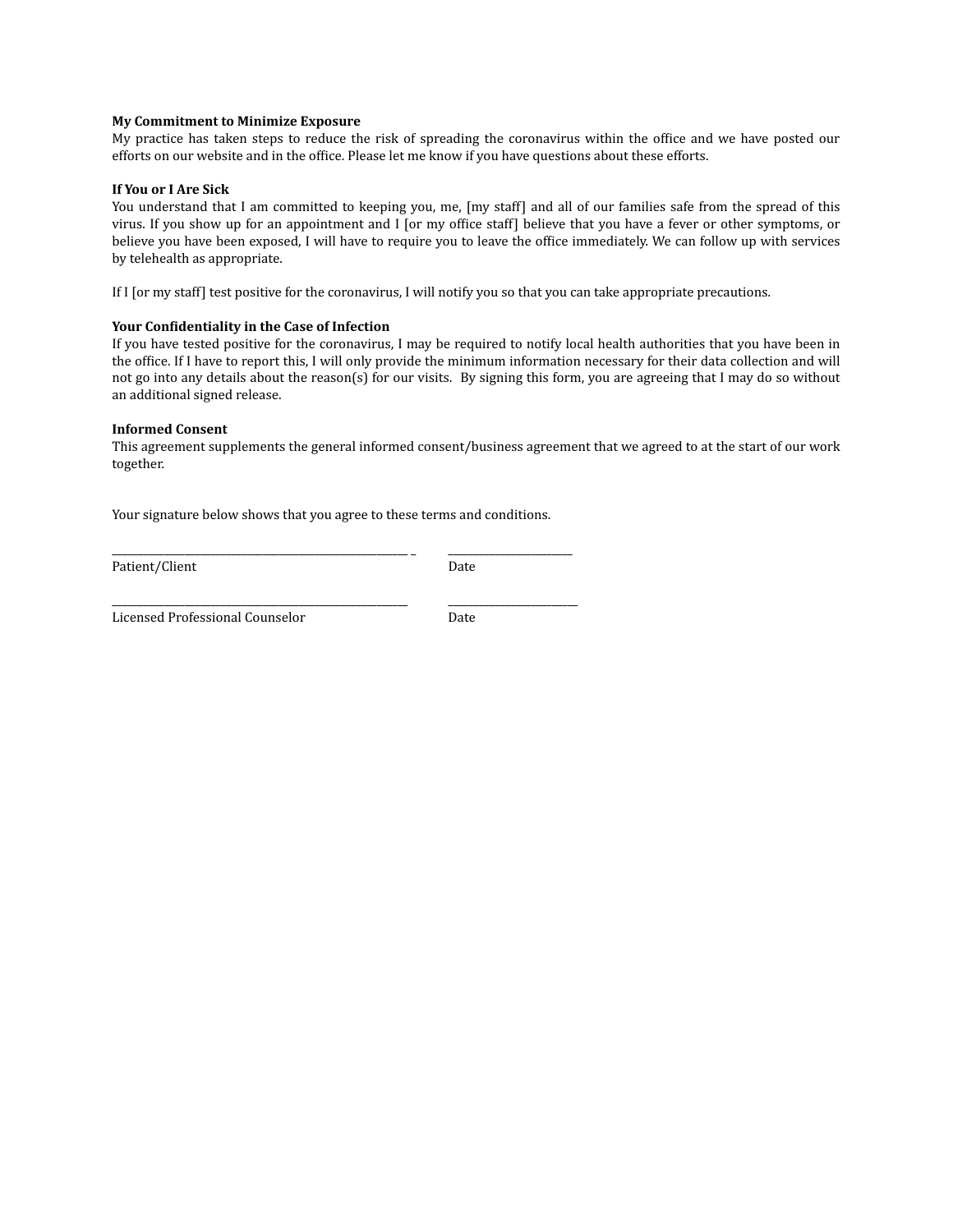**My Commitment to Minimize Exposure**
My practice has taken steps to reduce the risk of spreading the coronavirus within the office and we have posted our efforts on our website and in the office. Please let me know if you have questions about these efforts.

**If You or I Are Sick**
You understand that I am committed to keeping you, me, [my staff] and all of our families safe from the spread of this virus. If you show up for an appointment and I [or my office staff] believe that you have a fever or other symptoms, or believe you have been exposed, I will have to require you to leave the office immediately. We can follow up with services by telehealth as appropriate.

If I [or my staff] test positive for the coronavirus, I will notify you so that you can take appropriate precautions.

**Your Confidentiality in the Case of Infection**
If you have tested positive for the coronavirus, I may be required to notify local health authorities that you have been in the office. If I have to report this, I will only provide the minimum information necessary for their data collection and will not go into any details about the reason(s) for our visits. By signing this form, you are agreeing that I may do so without an additional signed release.

**Informed Consent**
This agreement supplements the general informed consent/business agreement that we agreed to at the start of our work together.

Your signature below shows that you agree to these terms and conditions.

______________________________________________________ _ ______________________
Patient/Client Date

______________________________________________________ ______________________
Licensed Professional Counselor Date